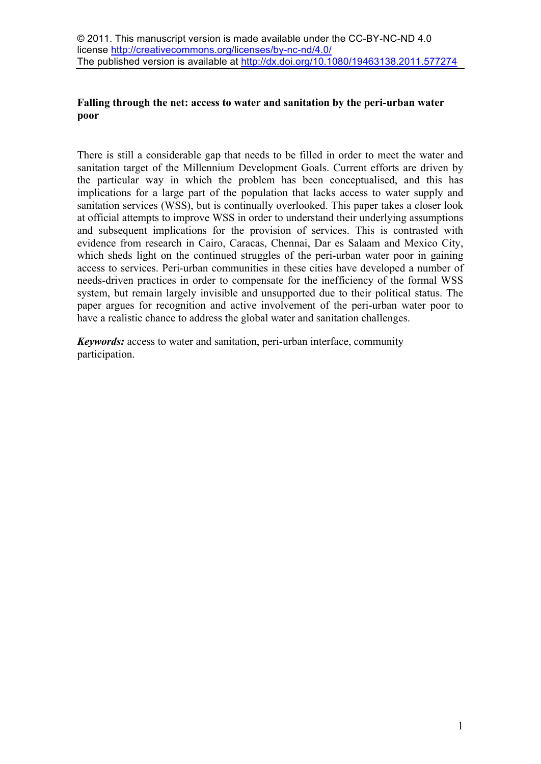© 2011. This manuscript version is made available under the CC-BY-NC-ND 4.0 license http://creativecommons.org/licenses/by-nc-nd/4.0/
The published version is available at http://dx.doi.org/10.1080/19463138.2011.577274

# Falling through the net: access to water and sanitation by the peri-urban water poor

There is still a considerable gap that needs to be filled in order to meet the water and sanitation target of the Millennium Development Goals. Current efforts are driven by the particular way in which the problem has been conceptualised, and this has implications for a large part of the population that lacks access to water supply and sanitation services (WSS), but is continually overlooked. This paper takes a closer look at official attempts to improve WSS in order to understand their underlying assumptions and subsequent implications for the provision of services. This is contrasted with evidence from research in Cairo, Caracas, Chennai, Dar es Salaam and Mexico City, which sheds light on the continued struggles of the peri-urban water poor in gaining access to services. Peri-urban communities in these cities have developed a number of needs-driven practices in order to compensate for the inefficiency of the formal WSS system, but remain largely invisible and unsupported due to their political status. The paper argues for recognition and active involvement of the peri-urban water poor to have a realistic chance to address the global water and sanitation challenges.

***Keywords:*** access to water and sanitation, peri-urban interface, community participation.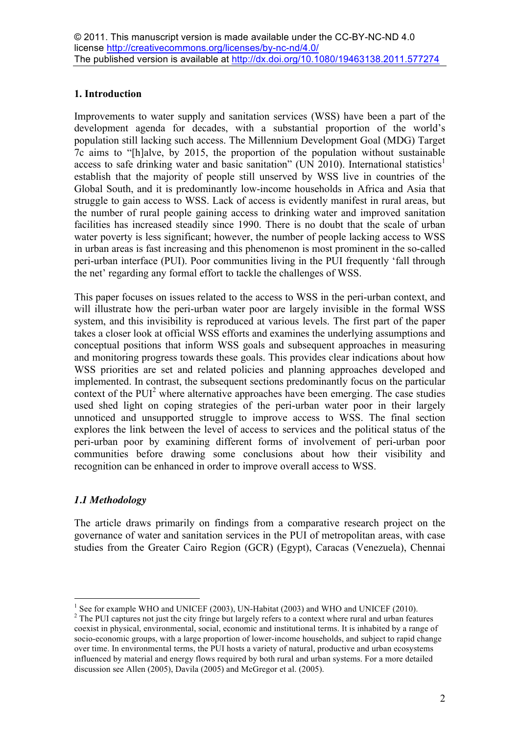© 2011. This manuscript version is made available under the CC-BY-NC-ND 4.0 license http://creativecommons.org/licenses/by-nc-nd/4.0/
The published version is available at http://dx.doi.org/10.1080/19463138.2011.577274

## 1. Introduction

Improvements to water supply and sanitation services (WSS) have been a part of the development agenda for decades, with a substantial proportion of the world's population still lacking such access. The Millennium Development Goal (MDG) Target 7c aims to "[h]alve, by 2015, the proportion of the population without sustainable access to safe drinking water and basic sanitation" (UN 2010). International statistics[1] establish that the majority of people still unserved by WSS live in countries of the Global South, and it is predominantly low-income households in Africa and Asia that struggle to gain access to WSS. Lack of access is evidently manifest in rural areas, but the number of rural people gaining access to drinking water and improved sanitation facilities has increased steadily since 1990. There is no doubt that the scale of urban water poverty is less significant; however, the number of people lacking access to WSS in urban areas is fast increasing and this phenomenon is most prominent in the so-called peri-urban interface (PUI). Poor communities living in the PUI frequently 'fall through the net' regarding any formal effort to tackle the challenges of WSS.

This paper focuses on issues related to the access to WSS in the peri-urban context, and will illustrate how the peri-urban water poor are largely invisible in the formal WSS system, and this invisibility is reproduced at various levels. The first part of the paper takes a closer look at official WSS efforts and examines the underlying assumptions and conceptual positions that inform WSS goals and subsequent approaches in measuring and monitoring progress towards these goals. This provides clear indications about how WSS priorities are set and related policies and planning approaches developed and implemented. In contrast, the subsequent sections predominantly focus on the particular context of the PUI[2] where alternative approaches have been emerging. The case studies used shed light on coping strategies of the peri-urban water poor in their largely unnoticed and unsupported struggle to improve access to WSS. The final section explores the link between the level of access to services and the political status of the peri-urban poor by examining different forms of involvement of peri-urban poor communities before drawing some conclusions about how their visibility and recognition can be enhanced in order to improve overall access to WSS.

### *1.1 Methodology*

The article draws primarily on findings from a comparative research project on the governance of water and sanitation services in the PUI of metropolitan areas, with case studies from the Greater Cairo Region (GCR) (Egypt), Caracas (Venezuela), Chennai

[1] See for example WHO and UNICEF (2003), UN-Habitat (2003) and WHO and UNICEF (2010).

[2] The PUI captures not just the city fringe but largely refers to a context where rural and urban features coexist in physical, environmental, social, economic and institutional terms. It is inhabited by a range of socio-economic groups, with a large proportion of lower-income households, and subject to rapid change over time. In environmental terms, the PUI hosts a variety of natural, productive and urban ecosystems influenced by material and energy flows required by both rural and urban systems. For a more detailed discussion see Allen (2005), Davila (2005) and McGregor et al. (2005).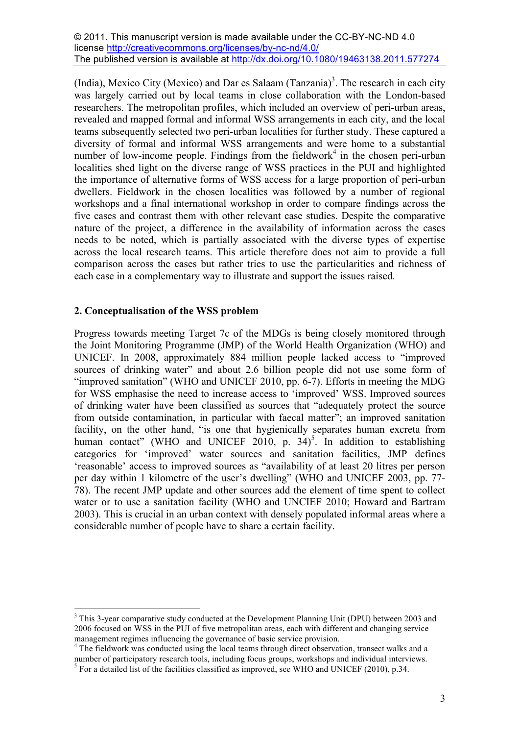(India), Mexico City (Mexico) and Dar es Salaam (Tanzania)[3]. The research in each city was largely carried out by local teams in close collaboration with the London-based researchers. The metropolitan profiles, which included an overview of peri-urban areas, revealed and mapped formal and informal WSS arrangements in each city, and the local teams subsequently selected two peri-urban localities for further study. These captured a diversity of formal and informal WSS arrangements and were home to a substantial number of low-income people. Findings from the fieldwork[4] in the chosen peri-urban localities shed light on the diverse range of WSS practices in the PUI and highlighted the importance of alternative forms of WSS access for a large proportion of peri-urban dwellers. Fieldwork in the chosen localities was followed by a number of regional workshops and a final international workshop in order to compare findings across the five cases and contrast them with other relevant case studies. Despite the comparative nature of the project, a difference in the availability of information across the cases needs to be noted, which is partially associated with the diverse types of expertise across the local research teams. This article therefore does not aim to provide a full comparison across the cases but rather tries to use the particularities and richness of each case in a complementary way to illustrate and support the issues raised.

## 2. Conceptualisation of the WSS problem

Progress towards meeting Target 7c of the MDGs is being closely monitored through the Joint Monitoring Programme (JMP) of the World Health Organization (WHO) and UNICEF. In 2008, approximately 884 million people lacked access to "improved sources of drinking water" and about 2.6 billion people did not use some form of "improved sanitation" (WHO and UNICEF 2010, pp. 6-7). Efforts in meeting the MDG for WSS emphasise the need to increase access to 'improved' WSS. Improved sources of drinking water have been classified as sources that "adequately protect the source from outside contamination, in particular with faecal matter"; an improved sanitation facility, on the other hand, "is one that hygienically separates human excreta from human contact" (WHO and UNICEF 2010, p. 34)[5]. In addition to establishing categories for 'improved' water sources and sanitation facilities, JMP defines 'reasonable' access to improved sources as "availability of at least 20 litres per person per day within 1 kilometre of the user's dwelling" (WHO and UNICEF 2003, pp. 77-78). The recent JMP update and other sources add the element of time spent to collect water or to use a sanitation facility (WHO and UNCIEF 2010; Howard and Bartram 2003). This is crucial in an urban context with densely populated informal areas where a considerable number of people have to share a certain facility.

---

[3] This 3-year comparative study conducted at the Development Planning Unit (DPU) between 2003 and 2006 focused on WSS in the PUI of five metropolitan areas, each with different and changing service management regimes influencing the governance of basic service provision.

[4] The fieldwork was conducted using the local teams through direct observation, transect walks and a number of participatory research tools, including focus groups, workshops and individual interviews.

[5] For a detailed list of the facilities classified as improved, see WHO and UNICEF (2010), p.34.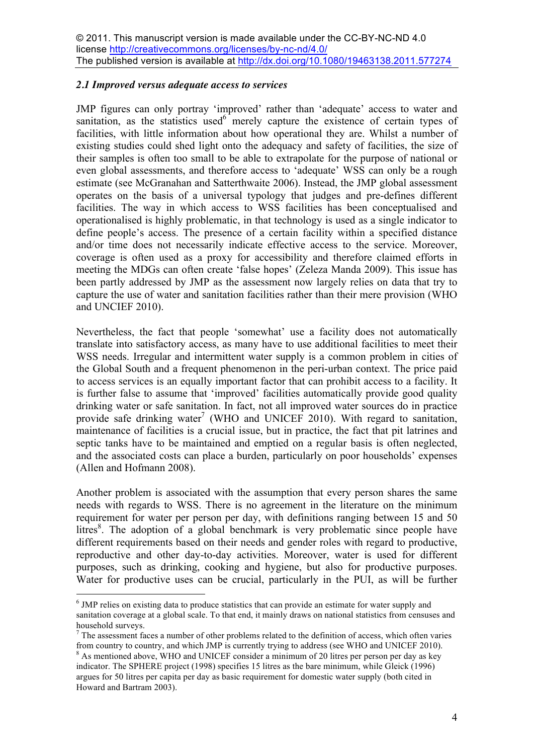© 2011. This manuscript version is made available under the CC-BY-NC-ND 4.0 license http://creativecommons.org/licenses/by-nc-nd/4.0/
The published version is available at http://dx.doi.org/10.1080/19463138.2011.577274

### *2.1 Improved versus adequate access to services*

JMP figures can only portray 'improved' rather than 'adequate' access to water and sanitation, as the statistics used[6] merely capture the existence of certain types of facilities, with little information about how operational they are. Whilst a number of existing studies could shed light onto the adequacy and safety of facilities, the size of their samples is often too small to be able to extrapolate for the purpose of national or even global assessments, and therefore access to 'adequate' WSS can only be a rough estimate (see McGranahan and Satterthwaite 2006). Instead, the JMP global assessment operates on the basis of a universal typology that judges and pre-defines different facilities. The way in which access to WSS facilities has been conceptualised and operationalised is highly problematic, in that technology is used as a single indicator to define people's access. The presence of a certain facility within a specified distance and/or time does not necessarily indicate effective access to the service. Moreover, coverage is often used as a proxy for accessibility and therefore claimed efforts in meeting the MDGs can often create 'false hopes' (Zeleza Manda 2009). This issue has been partly addressed by JMP as the assessment now largely relies on data that try to capture the use of water and sanitation facilities rather than their mere provision (WHO and UNCIEF 2010).

Nevertheless, the fact that people 'somewhat' use a facility does not automatically translate into satisfactory access, as many have to use additional facilities to meet their WSS needs. Irregular and intermittent water supply is a common problem in cities of the Global South and a frequent phenomenon in the peri-urban context. The price paid to access services is an equally important factor that can prohibit access to a facility. It is further false to assume that 'improved' facilities automatically provide good quality drinking water or safe sanitation. In fact, not all improved water sources do in practice provide safe drinking water[7] (WHO and UNICEF 2010). With regard to sanitation, maintenance of facilities is a crucial issue, but in practice, the fact that pit latrines and septic tanks have to be maintained and emptied on a regular basis is often neglected, and the associated costs can place a burden, particularly on poor households' expenses (Allen and Hofmann 2008).

Another problem is associated with the assumption that every person shares the same needs with regards to WSS. There is no agreement in the literature on the minimum requirement for water per person per day, with definitions ranging between 15 and 50 litres[8]. The adoption of a global benchmark is very problematic since people have different requirements based on their needs and gender roles with regard to productive, reproductive and other day-to-day activities. Moreover, water is used for different purposes, such as drinking, cooking and hygiene, but also for productive purposes. Water for productive uses can be crucial, particularly in the PUI, as will be further

---

[6] JMP relies on existing data to produce statistics that can provide an estimate for water supply and sanitation coverage at a global scale. To that end, it mainly draws on national statistics from censuses and household surveys.

[7] The assessment faces a number of other problems related to the definition of access, which often varies from country to country, and which JMP is currently trying to address (see WHO and UNICEF 2010).

[8] As mentioned above, WHO and UNICEF consider a minimum of 20 litres per person per day as key indicator. The SPHERE project (1998) specifies 15 litres as the bare minimum, while Gleick (1996) argues for 50 litres per capita per day as basic requirement for domestic water supply (both cited in Howard and Bartram 2003).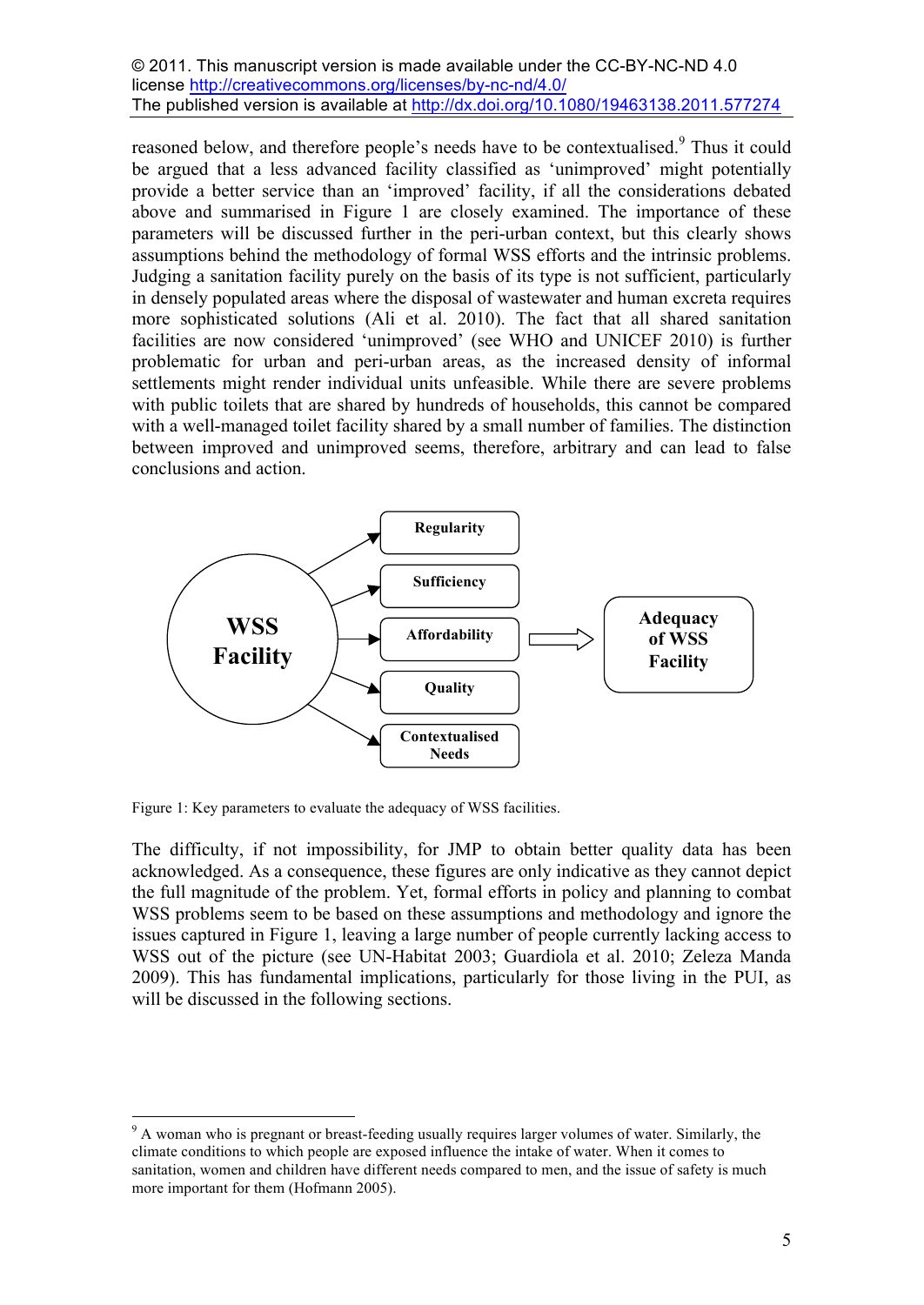reasoned below, and therefore people's needs have to be contextualised.[9] Thus it could be argued that a less advanced facility classified as 'unimproved' might potentially provide a better service than an 'improved' facility, if all the considerations debated above and summarised in Figure 1 are closely examined. The importance of these parameters will be discussed further in the peri-urban context, but this clearly shows assumptions behind the methodology of formal WSS efforts and the intrinsic problems. Judging a sanitation facility purely on the basis of its type is not sufficient, particularly in densely populated areas where the disposal of wastewater and human excreta requires more sophisticated solutions (Ali et al. 2010). The fact that all shared sanitation facilities are now considered 'unimproved' (see WHO and UNICEF 2010) is further problematic for urban and peri-urban areas, as the increased density of informal settlements might render individual units unfeasible. While there are severe problems with public toilets that are shared by hundreds of households, this cannot be compared with a well-managed toilet facility shared by a small number of families. The distinction between improved and unimproved seems, therefore, arbitrary and can lead to false conclusions and action.

Figure 1: Key parameters to evaluate the adequacy of WSS facilities.

The difficulty, if not impossibility, for JMP to obtain better quality data has been acknowledged. As a consequence, these figures are only indicative as they cannot depict the full magnitude of the problem. Yet, formal efforts in policy and planning to combat WSS problems seem to be based on these assumptions and methodology and ignore the issues captured in Figure 1, leaving a large number of people currently lacking access to WSS out of the picture (see UN-Habitat 2003; Guardiola et al. 2010; Zeleza Manda 2009). This has fundamental implications, particularly for those living in the PUI, as will be discussed in the following sections.

---

[9] A woman who is pregnant or breast-feeding usually requires larger volumes of water. Similarly, the climate conditions to which people are exposed influence the intake of water. When it comes to sanitation, women and children have different needs compared to men, and the issue of safety is much more important for them (Hofmann 2005).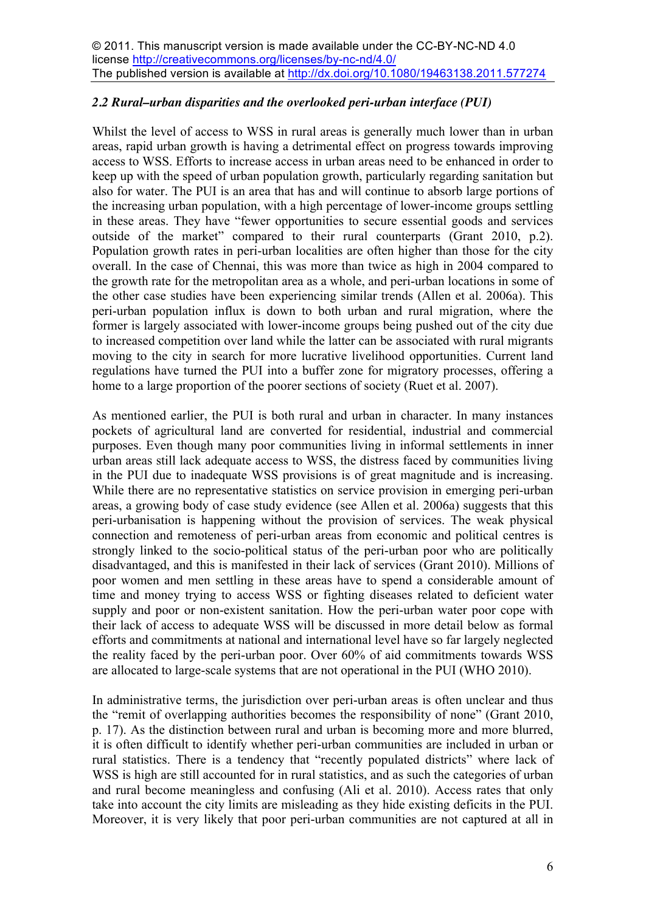© 2011. This manuscript version is made available under the CC-BY-NC-ND 4.0 license http://creativecommons.org/licenses/by-nc-nd/4.0/
The published version is available at http://dx.doi.org/10.1080/19463138.2011.577274

### *2.2 Rural–urban disparities and the overlooked peri-urban interface (PUI)*

Whilst the level of access to WSS in rural areas is generally much lower than in urban areas, rapid urban growth is having a detrimental effect on progress towards improving access to WSS. Efforts to increase access in urban areas need to be enhanced in order to keep up with the speed of urban population growth, particularly regarding sanitation but also for water. The PUI is an area that has and will continue to absorb large portions of the increasing urban population, with a high percentage of lower-income groups settling in these areas. They have "fewer opportunities to secure essential goods and services outside of the market" compared to their rural counterparts (Grant 2010, p.2). Population growth rates in peri-urban localities are often higher than those for the city overall. In the case of Chennai, this was more than twice as high in 2004 compared to the growth rate for the metropolitan area as a whole, and peri-urban locations in some of the other case studies have been experiencing similar trends (Allen et al. 2006a). This peri-urban population influx is down to both urban and rural migration, where the former is largely associated with lower-income groups being pushed out of the city due to increased competition over land while the latter can be associated with rural migrants moving to the city in search for more lucrative livelihood opportunities. Current land regulations have turned the PUI into a buffer zone for migratory processes, offering a home to a large proportion of the poorer sections of society (Ruet et al. 2007).

As mentioned earlier, the PUI is both rural and urban in character. In many instances pockets of agricultural land are converted for residential, industrial and commercial purposes. Even though many poor communities living in informal settlements in inner urban areas still lack adequate access to WSS, the distress faced by communities living in the PUI due to inadequate WSS provisions is of great magnitude and is increasing. While there are no representative statistics on service provision in emerging peri-urban areas, a growing body of case study evidence (see Allen et al. 2006a) suggests that this peri-urbanisation is happening without the provision of services. The weak physical connection and remoteness of peri-urban areas from economic and political centres is strongly linked to the socio-political status of the peri-urban poor who are politically disadvantaged, and this is manifested in their lack of services (Grant 2010). Millions of poor women and men settling in these areas have to spend a considerable amount of time and money trying to access WSS or fighting diseases related to deficient water supply and poor or non-existent sanitation. How the peri-urban water poor cope with their lack of access to adequate WSS will be discussed in more detail below as formal efforts and commitments at national and international level have so far largely neglected the reality faced by the peri-urban poor. Over 60% of aid commitments towards WSS are allocated to large-scale systems that are not operational in the PUI (WHO 2010).

In administrative terms, the jurisdiction over peri-urban areas is often unclear and thus the "remit of overlapping authorities becomes the responsibility of none" (Grant 2010, p. 17). As the distinction between rural and urban is becoming more and more blurred, it is often difficult to identify whether peri-urban communities are included in urban or rural statistics. There is a tendency that "recently populated districts" where lack of WSS is high are still accounted for in rural statistics, and as such the categories of urban and rural become meaningless and confusing (Ali et al. 2010). Access rates that only take into account the city limits are misleading as they hide existing deficits in the PUI. Moreover, it is very likely that poor peri-urban communities are not captured at all in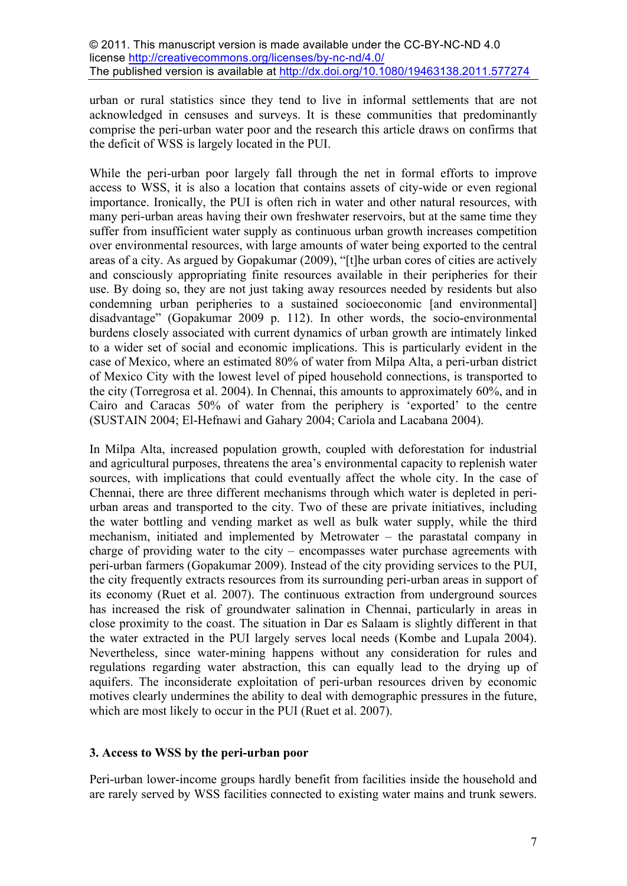urban or rural statistics since they tend to live in informal settlements that are not acknowledged in censuses and surveys. It is these communities that predominantly comprise the peri-urban water poor and the research this article draws on confirms that the deficit of WSS is largely located in the PUI.

While the peri-urban poor largely fall through the net in formal efforts to improve access to WSS, it is also a location that contains assets of city-wide or even regional importance. Ironically, the PUI is often rich in water and other natural resources, with many peri-urban areas having their own freshwater reservoirs, but at the same time they suffer from insufficient water supply as continuous urban growth increases competition over environmental resources, with large amounts of water being exported to the central areas of a city. As argued by Gopakumar (2009), "[t]he urban cores of cities are actively and consciously appropriating finite resources available in their peripheries for their use. By doing so, they are not just taking away resources needed by residents but also condemning urban peripheries to a sustained socioeconomic [and environmental] disadvantage" (Gopakumar 2009 p. 112). In other words, the socio-environmental burdens closely associated with current dynamics of urban growth are intimately linked to a wider set of social and economic implications. This is particularly evident in the case of Mexico, where an estimated 80% of water from Milpa Alta, a peri-urban district of Mexico City with the lowest level of piped household connections, is transported to the city (Torregrosa et al. 2004). In Chennai, this amounts to approximately 60%, and in Cairo and Caracas 50% of water from the periphery is 'exported' to the centre (SUSTAIN 2004; El-Hefnawi and Gahary 2004; Cariola and Lacabana 2004).

In Milpa Alta, increased population growth, coupled with deforestation for industrial and agricultural purposes, threatens the area's environmental capacity to replenish water sources, with implications that could eventually affect the whole city. In the case of Chennai, there are three different mechanisms through which water is depleted in peri-urban areas and transported to the city. Two of these are private initiatives, including the water bottling and vending market as well as bulk water supply, while the third mechanism, initiated and implemented by Metrowater – the parastatal company in charge of providing water to the city – encompasses water purchase agreements with peri-urban farmers (Gopakumar 2009). Instead of the city providing services to the PUI, the city frequently extracts resources from its surrounding peri-urban areas in support of its economy (Ruet et al. 2007). The continuous extraction from underground sources has increased the risk of groundwater salination in Chennai, particularly in areas in close proximity to the coast. The situation in Dar es Salaam is slightly different in that the water extracted in the PUI largely serves local needs (Kombe and Lupala 2004). Nevertheless, since water-mining happens without any consideration for rules and regulations regarding water abstraction, this can equally lead to the drying up of aquifers. The inconsiderate exploitation of peri-urban resources driven by economic motives clearly undermines the ability to deal with demographic pressures in the future, which are most likely to occur in the PUI (Ruet et al. 2007).

## 3. Access to WSS by the peri-urban poor

Peri-urban lower-income groups hardly benefit from facilities inside the household and are rarely served by WSS facilities connected to existing water mains and trunk sewers.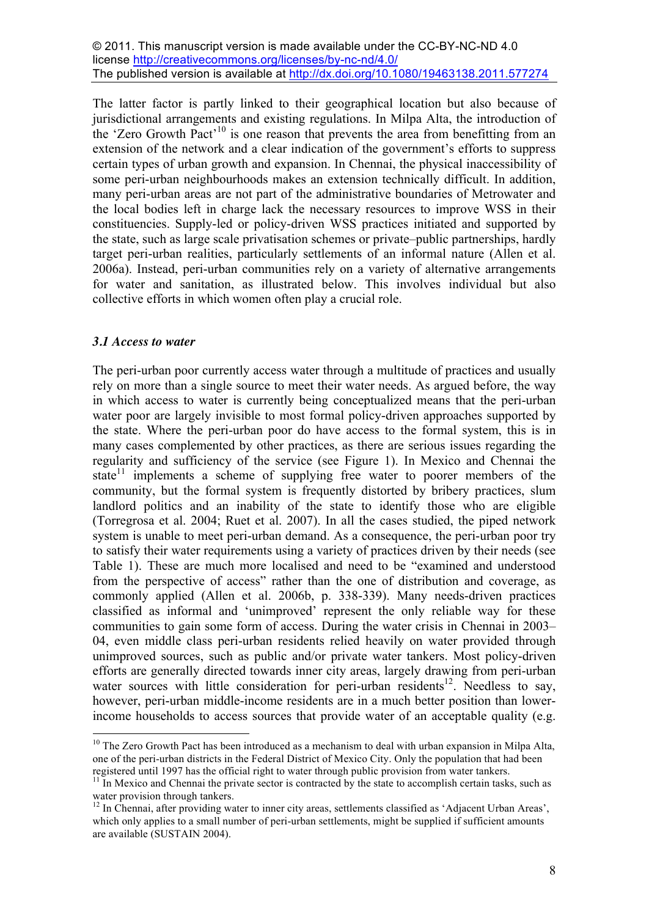The latter factor is partly linked to their geographical location but also because of jurisdictional arrangements and existing regulations. In Milpa Alta, the introduction of the 'Zero Growth Pact'[10] is one reason that prevents the area from benefitting from an extension of the network and a clear indication of the government's efforts to suppress certain types of urban growth and expansion. In Chennai, the physical inaccessibility of some peri-urban neighbourhoods makes an extension technically difficult. In addition, many peri-urban areas are not part of the administrative boundaries of Metrowater and the local bodies left in charge lack the necessary resources to improve WSS in their constituencies. Supply-led or policy-driven WSS practices initiated and supported by the state, such as large scale privatisation schemes or private–public partnerships, hardly target peri-urban realities, particularly settlements of an informal nature (Allen et al. 2006a). Instead, peri-urban communities rely on a variety of alternative arrangements for water and sanitation, as illustrated below. This involves individual but also collective efforts in which women often play a crucial role.

### *3.1 Access to water*

The peri-urban poor currently access water through a multitude of practices and usually rely on more than a single source to meet their water needs. As argued before, the way in which access to water is currently being conceptualized means that the peri-urban water poor are largely invisible to most formal policy-driven approaches supported by the state. Where the peri-urban poor do have access to the formal system, this is in many cases complemented by other practices, as there are serious issues regarding the regularity and sufficiency of the service (see Figure 1). In Mexico and Chennai the state[11] implements a scheme of supplying free water to poorer members of the community, but the formal system is frequently distorted by bribery practices, slum landlord politics and an inability of the state to identify those who are eligible (Torregrosa et al. 2004; Ruet et al. 2007). In all the cases studied, the piped network system is unable to meet peri-urban demand. As a consequence, the peri-urban poor try to satisfy their water requirements using a variety of practices driven by their needs (see Table 1). These are much more localised and need to be "examined and understood from the perspective of access" rather than the one of distribution and coverage, as commonly applied (Allen et al. 2006b, p. 338-339). Many needs-driven practices classified as informal and 'unimproved' represent the only reliable way for these communities to gain some form of access. During the water crisis in Chennai in 2003–04, even middle class peri-urban residents relied heavily on water provided through unimproved sources, such as public and/or private water tankers. Most policy-driven efforts are generally directed towards inner city areas, largely drawing from peri-urban water sources with little consideration for peri-urban residents[12]. Needless to say, however, peri-urban middle-income residents are in a much better position than lower-income households to access sources that provide water of an acceptable quality (e.g.

---

[10] The Zero Growth Pact has been introduced as a mechanism to deal with urban expansion in Milpa Alta, one of the peri-urban districts in the Federal District of Mexico City. Only the population that had been registered until 1997 has the official right to water through public provision from water tankers.

[11] In Mexico and Chennai the private sector is contracted by the state to accomplish certain tasks, such as water provision through tankers.

[12] In Chennai, after providing water to inner city areas, settlements classified as 'Adjacent Urban Areas', which only applies to a small number of peri-urban settlements, might be supplied if sufficient amounts are available (SUSTAIN 2004).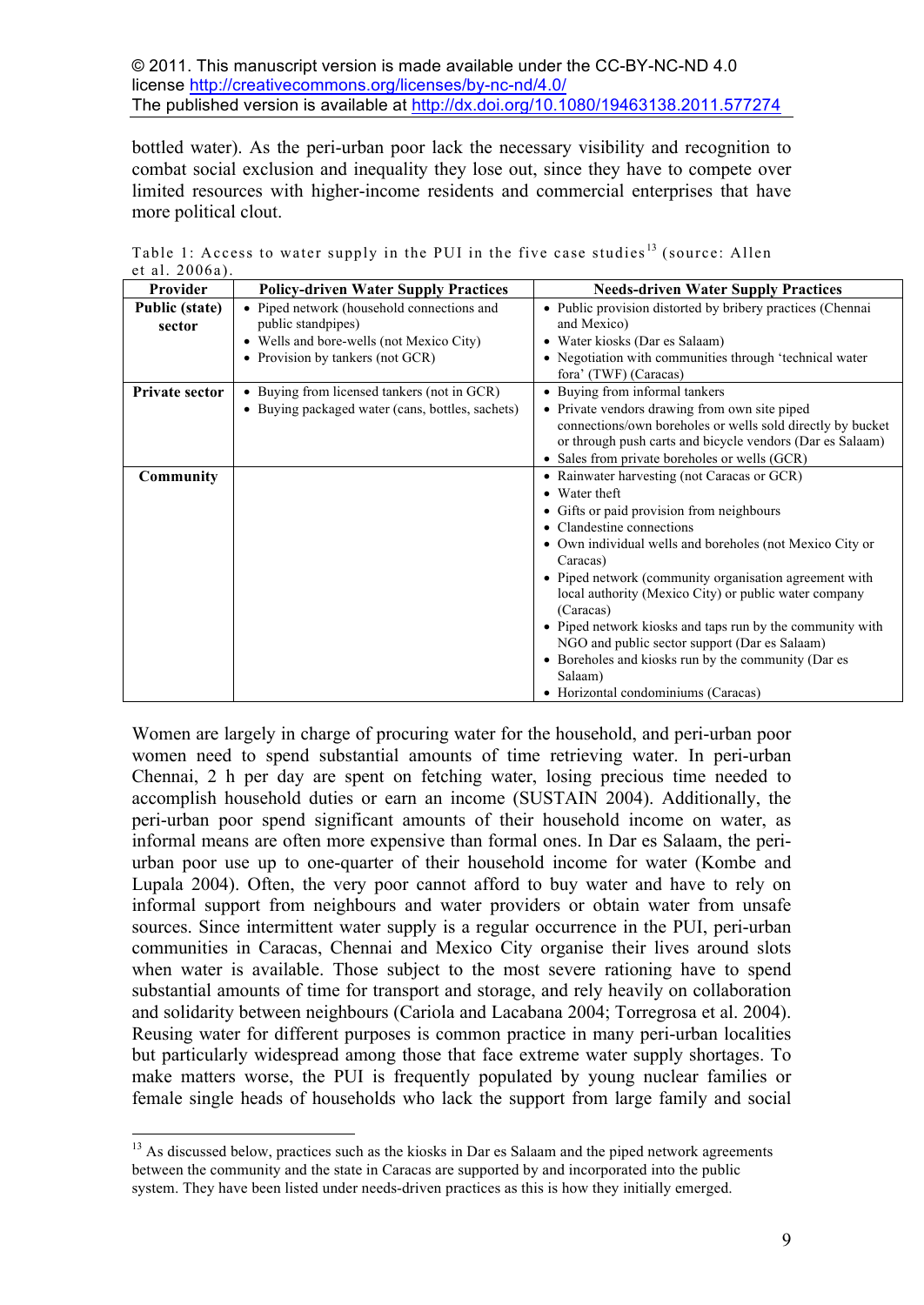© 2011. This manuscript version is made available under the CC-BY-NC-ND 4.0 license http://creativecommons.org/licenses/by-nc-nd/4.0/
The published version is available at http://dx.doi.org/10.1080/19463138.2011.577274

bottled water). As the peri-urban poor lack the necessary visibility and recognition to combat social exclusion and inequality they lose out, since they have to compete over limited resources with higher-income residents and commercial enterprises that have more political clout.

Table 1: Access to water supply in the PUI in the five case studies[13] (source: Allen et al. 2006a).

| Provider | Policy-driven Water Supply Practices | Needs-driven Water Supply Practices |
|---|---|---|
| **Public (state) sector** | • Piped network (household connections and public standpipes)<br>• Wells and bore-wells (not Mexico City)<br>• Provision by tankers (not GCR) | • Public provision distorted by bribery practices (Chennai and Mexico)<br>• Water kiosks (Dar es Salaam)<br>• Negotiation with communities through 'technical water fora' (TWF) (Caracas) |
| **Private sector** | • Buying from licensed tankers (not in GCR)<br>• Buying packaged water (cans, bottles, sachets) | • Buying from informal tankers<br>• Private vendors drawing from own site piped connections/own boreholes or wells sold directly by bucket or through push carts and bicycle vendors (Dar es Salaam)<br>• Sales from private boreholes or wells (GCR) |
| **Community** | | • Rainwater harvesting (not Caracas or GCR)<br>• Water theft<br>• Gifts or paid provision from neighbours<br>• Clandestine connections<br>• Own individual wells and boreholes (not Mexico City or Caracas)<br>• Piped network (community organisation agreement with local authority (Mexico City) or public water company (Caracas)<br>• Piped network kiosks and taps run by the community with NGO and public sector support (Dar es Salaam)<br>• Boreholes and kiosks run by the community (Dar es Salaam)<br>• Horizontal condominiums (Caracas) |

Women are largely in charge of procuring water for the household, and peri-urban poor women need to spend substantial amounts of time retrieving water. In peri-urban Chennai, 2 h per day are spent on fetching water, losing precious time needed to accomplish household duties or earn an income (SUSTAIN 2004). Additionally, the peri-urban poor spend significant amounts of their household income on water, as informal means are often more expensive than formal ones. In Dar es Salaam, the peri-urban poor use up to one-quarter of their household income for water (Kombe and Lupala 2004). Often, the very poor cannot afford to buy water and have to rely on informal support from neighbours and water providers or obtain water from unsafe sources. Since intermittent water supply is a regular occurrence in the PUI, peri-urban communities in Caracas, Chennai and Mexico City organise their lives around slots when water is available. Those subject to the most severe rationing have to spend substantial amounts of time for transport and storage, and rely heavily on collaboration and solidarity between neighbours (Cariola and Lacabana 2004; Torregrosa et al. 2004). Reusing water for different purposes is common practice in many peri-urban localities but particularly widespread among those that face extreme water supply shortages. To make matters worse, the PUI is frequently populated by young nuclear families or female single heads of households who lack the support from large family and social

[13] As discussed below, practices such as the kiosks in Dar es Salaam and the piped network agreements between the community and the state in Caracas are supported by and incorporated into the public system. They have been listed under needs-driven practices as this is how they initially emerged.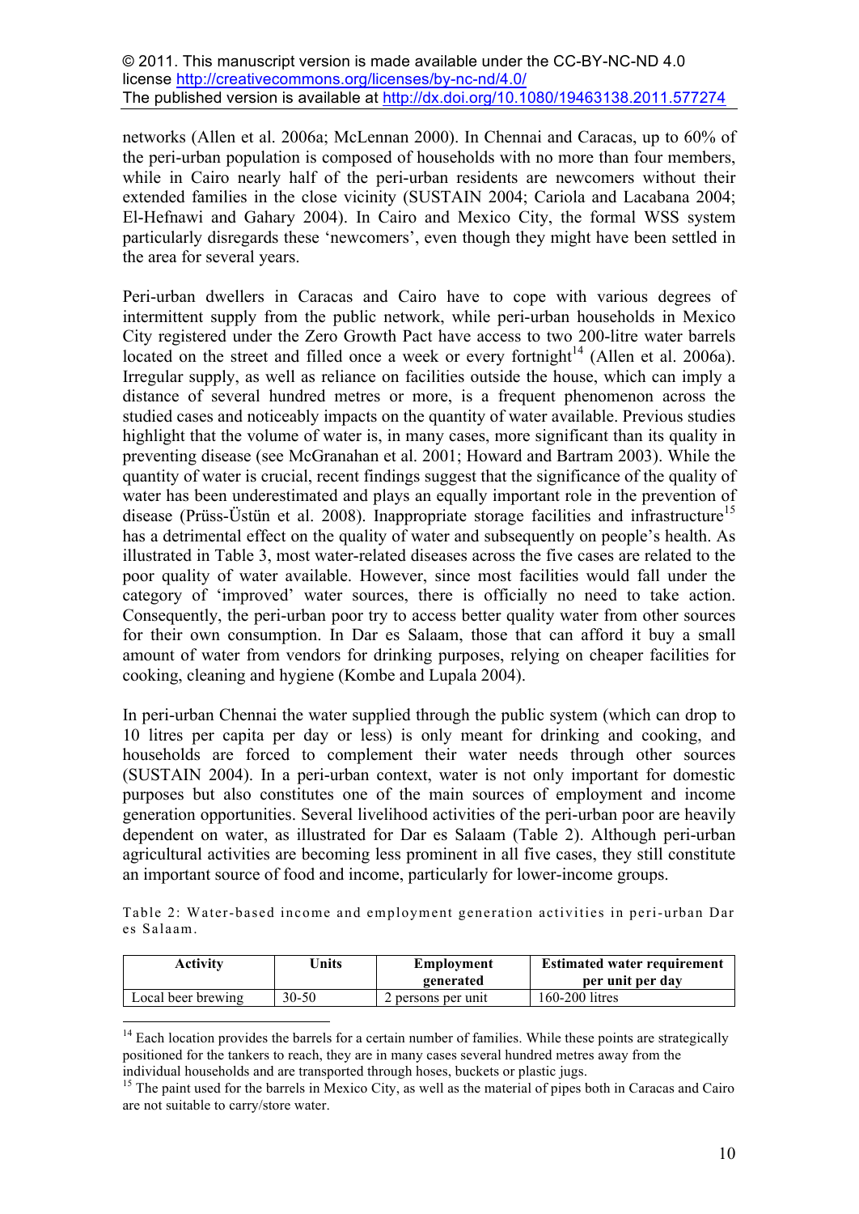networks (Allen et al. 2006a; McLennan 2000). In Chennai and Caracas, up to 60% of the peri-urban population is composed of households with no more than four members, while in Cairo nearly half of the peri-urban residents are newcomers without their extended families in the close vicinity (SUSTAIN 2004; Cariola and Lacabana 2004; El-Hefnawi and Gahary 2004). In Cairo and Mexico City, the formal WSS system particularly disregards these 'newcomers', even though they might have been settled in the area for several years.

Peri-urban dwellers in Caracas and Cairo have to cope with various degrees of intermittent supply from the public network, while peri-urban households in Mexico City registered under the Zero Growth Pact have access to two 200-litre water barrels located on the street and filled once a week or every fortnight[14] (Allen et al. 2006a). Irregular supply, as well as reliance on facilities outside the house, which can imply a distance of several hundred metres or more, is a frequent phenomenon across the studied cases and noticeably impacts on the quantity of water available. Previous studies highlight that the volume of water is, in many cases, more significant than its quality in preventing disease (see McGranahan et al. 2001; Howard and Bartram 2003). While the quantity of water is crucial, recent findings suggest that the significance of the quality of water has been underestimated and plays an equally important role in the prevention of disease (Prüss-Üstün et al. 2008). Inappropriate storage facilities and infrastructure[15] has a detrimental effect on the quality of water and subsequently on people's health. As illustrated in Table 3, most water-related diseases across the five cases are related to the poor quality of water available. However, since most facilities would fall under the category of 'improved' water sources, there is officially no need to take action. Consequently, the peri-urban poor try to access better quality water from other sources for their own consumption. In Dar es Salaam, those that can afford it buy a small amount of water from vendors for drinking purposes, relying on cheaper facilities for cooking, cleaning and hygiene (Kombe and Lupala 2004).

In peri-urban Chennai the water supplied through the public system (which can drop to 10 litres per capita per day or less) is only meant for drinking and cooking, and households are forced to complement their water needs through other sources (SUSTAIN 2004). In a peri-urban context, water is not only important for domestic purposes but also constitutes one of the main sources of employment and income generation opportunities. Several livelihood activities of the peri-urban poor are heavily dependent on water, as illustrated for Dar es Salaam (Table 2). Although peri-urban agricultural activities are becoming less prominent in all five cases, they still constitute an important source of food and income, particularly for lower-income groups.

Table 2: Water-based income and employment generation activities in peri-urban Dar es Salaam.

| Activity | Units | Employment generated | Estimated water requirement per unit per day |
|---|---|---|---|
| Local beer brewing | 30-50 | 2 persons per unit | 160-200 litres |

[14] Each location provides the barrels for a certain number of families. While these points are strategically positioned for the tankers to reach, they are in many cases several hundred metres away from the individual households and are transported through hoses, buckets or plastic jugs.

[15] The paint used for the barrels in Mexico City, as well as the material of pipes both in Caracas and Cairo are not suitable to carry/store water.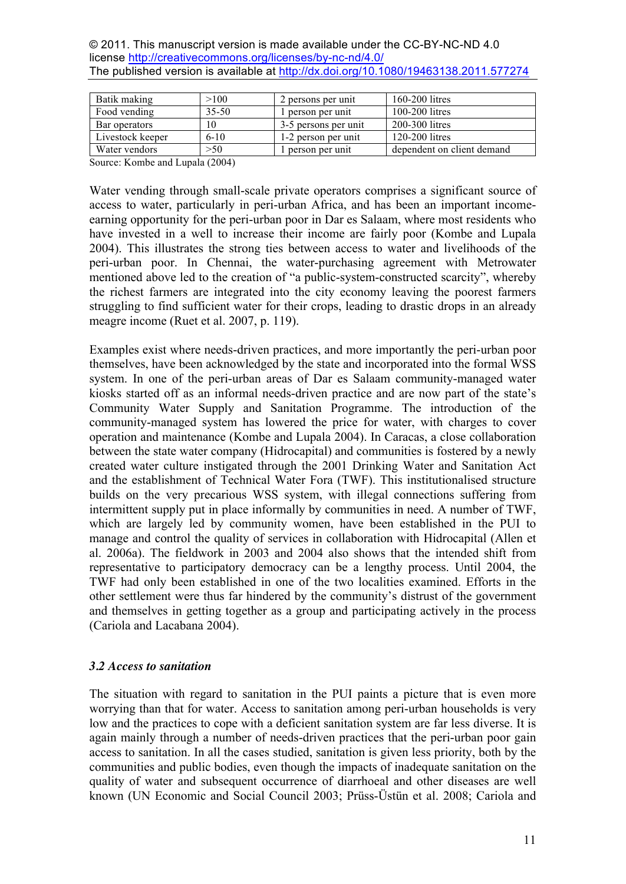| Batik making | >100 | 2 persons per unit | 160-200 litres |
|---|---|---|---|
| Food vending | 35-50 | 1 person per unit | 100-200 litres |
| Bar operators | 10 | 3-5 persons per unit | 200-300 litres |
| Livestock keeper | 6-10 | 1-2 person per unit | 120-200 litres |
| Water vendors | >50 | 1 person per unit | dependent on client demand |

Source: Kombe and Lupala (2004)

Water vending through small-scale private operators comprises a significant source of access to water, particularly in peri-urban Africa, and has been an important income-earning opportunity for the peri-urban poor in Dar es Salaam, where most residents who have invested in a well to increase their income are fairly poor (Kombe and Lupala 2004). This illustrates the strong ties between access to water and livelihoods of the peri-urban poor. In Chennai, the water-purchasing agreement with Metrowater mentioned above led to the creation of "a public-system-constructed scarcity", whereby the richest farmers are integrated into the city economy leaving the poorest farmers struggling to find sufficient water for their crops, leading to drastic drops in an already meagre income (Ruet et al. 2007, p. 119).

Examples exist where needs-driven practices, and more importantly the peri-urban poor themselves, have been acknowledged by the state and incorporated into the formal WSS system. In one of the peri-urban areas of Dar es Salaam community-managed water kiosks started off as an informal needs-driven practice and are now part of the state's Community Water Supply and Sanitation Programme. The introduction of the community-managed system has lowered the price for water, with charges to cover operation and maintenance (Kombe and Lupala 2004). In Caracas, a close collaboration between the state water company (Hidrocapital) and communities is fostered by a newly created water culture instigated through the 2001 Drinking Water and Sanitation Act and the establishment of Technical Water Fora (TWF). This institutionalised structure builds on the very precarious WSS system, with illegal connections suffering from intermittent supply put in place informally by communities in need. A number of TWF, which are largely led by community women, have been established in the PUI to manage and control the quality of services in collaboration with Hidrocapital (Allen et al. 2006a). The fieldwork in 2003 and 2004 also shows that the intended shift from representative to participatory democracy can be a lengthy process. Until 2004, the TWF had only been established in one of the two localities examined. Efforts in the other settlement were thus far hindered by the community's distrust of the government and themselves in getting together as a group and participating actively in the process (Cariola and Lacabana 2004).

### *3.2 Access to sanitation*

The situation with regard to sanitation in the PUI paints a picture that is even more worrying than that for water. Access to sanitation among peri-urban households is very low and the practices to cope with a deficient sanitation system are far less diverse. It is again mainly through a number of needs-driven practices that the peri-urban poor gain access to sanitation. In all the cases studied, sanitation is given less priority, both by the communities and public bodies, even though the impacts of inadequate sanitation on the quality of water and subsequent occurrence of diarrhoeal and other diseases are well known (UN Economic and Social Council 2003; Prüss-Üstün et al. 2008; Cariola and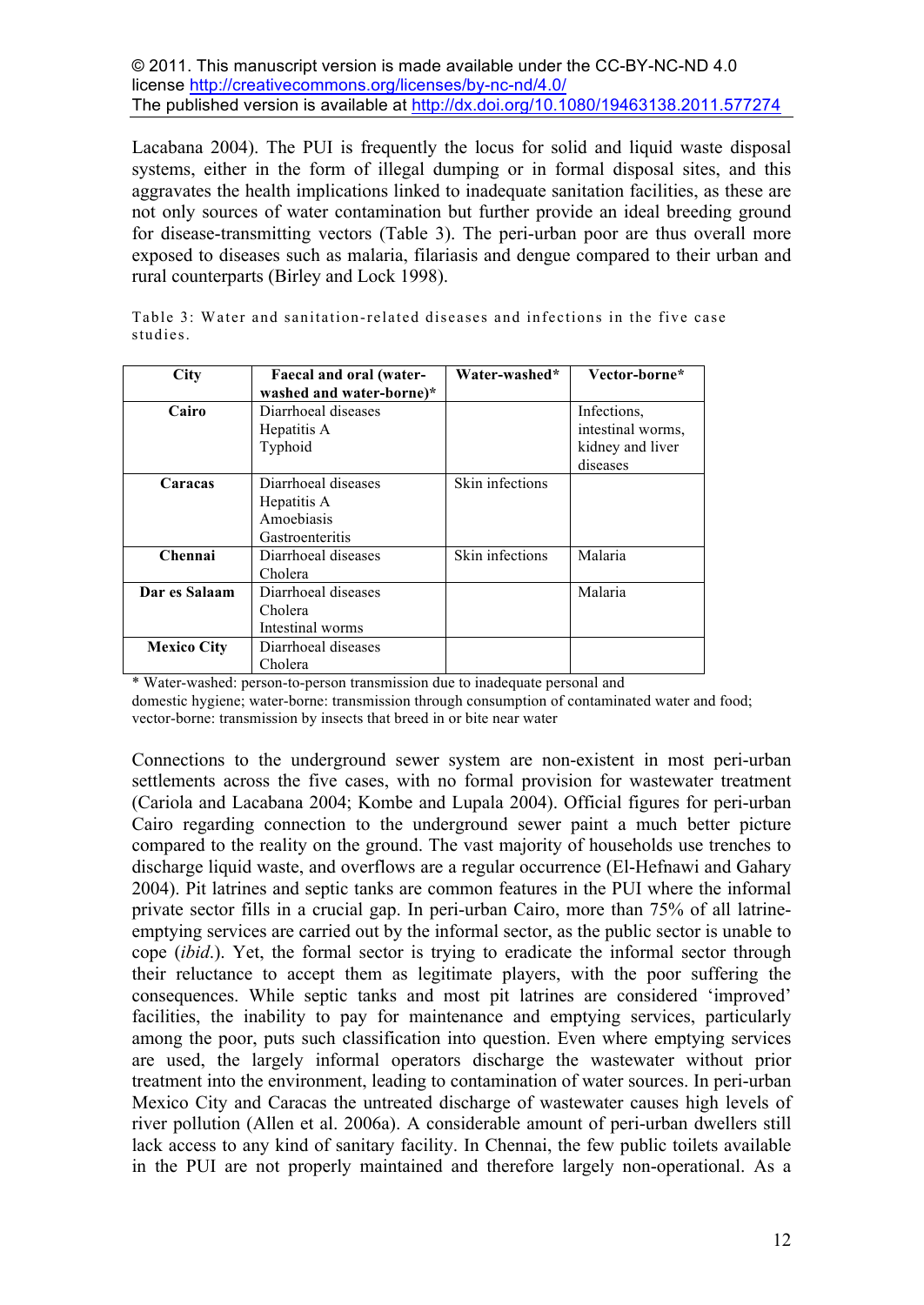Lacabana 2004). The PUI is frequently the locus for solid and liquid waste disposal systems, either in the form of illegal dumping or in formal disposal sites, and this aggravates the health implications linked to inadequate sanitation facilities, as these are not only sources of water contamination but further provide an ideal breeding ground for disease-transmitting vectors (Table 3). The peri-urban poor are thus overall more exposed to diseases such as malaria, filariasis and dengue compared to their urban and rural counterparts (Birley and Lock 1998).

Table 3: Water and sanitation-related diseases and infections in the five case studies.

| City | Faecal and oral (water-washed and water-borne)* | Water-washed* | Vector-borne* |
|---|---|---|---|
| **Cairo** | Diarrhoeal diseases<br>Hepatitis A<br>Typhoid | | Infections, intestinal worms, kidney and liver diseases |
| **Caracas** | Diarrhoeal diseases<br>Hepatitis A<br>Amoebiasis<br>Gastroenteritis | Skin infections | |
| **Chennai** | Diarrhoeal diseases<br>Cholera | Skin infections | Malaria |
| **Dar es Salaam** | Diarrhoeal diseases<br>Cholera<br>Intestinal worms | | Malaria |
| **Mexico City** | Diarrhoeal diseases<br>Cholera | | |

* Water-washed: person-to-person transmission due to inadequate personal and domestic hygiene; water-borne: transmission through consumption of contaminated water and food; vector-borne: transmission by insects that breed in or bite near water

Connections to the underground sewer system are non-existent in most peri-urban settlements across the five cases, with no formal provision for wastewater treatment (Cariola and Lacabana 2004; Kombe and Lupala 2004). Official figures for peri-urban Cairo regarding connection to the underground sewer paint a much better picture compared to the reality on the ground. The vast majority of households use trenches to discharge liquid waste, and overflows are a regular occurrence (El-Hefnawi and Gahary 2004). Pit latrines and septic tanks are common features in the PUI where the informal private sector fills in a crucial gap. In peri-urban Cairo, more than 75% of all latrine-emptying services are carried out by the informal sector, as the public sector is unable to cope (*ibid*.). Yet, the formal sector is trying to eradicate the informal sector through their reluctance to accept them as legitimate players, with the poor suffering the consequences. While septic tanks and most pit latrines are considered 'improved' facilities, the inability to pay for maintenance and emptying services, particularly among the poor, puts such classification into question. Even where emptying services are used, the largely informal operators discharge the wastewater without prior treatment into the environment, leading to contamination of water sources. In peri-urban Mexico City and Caracas the untreated discharge of wastewater causes high levels of river pollution (Allen et al. 2006a). A considerable amount of peri-urban dwellers still lack access to any kind of sanitary facility. In Chennai, the few public toilets available in the PUI are not properly maintained and therefore largely non-operational. As a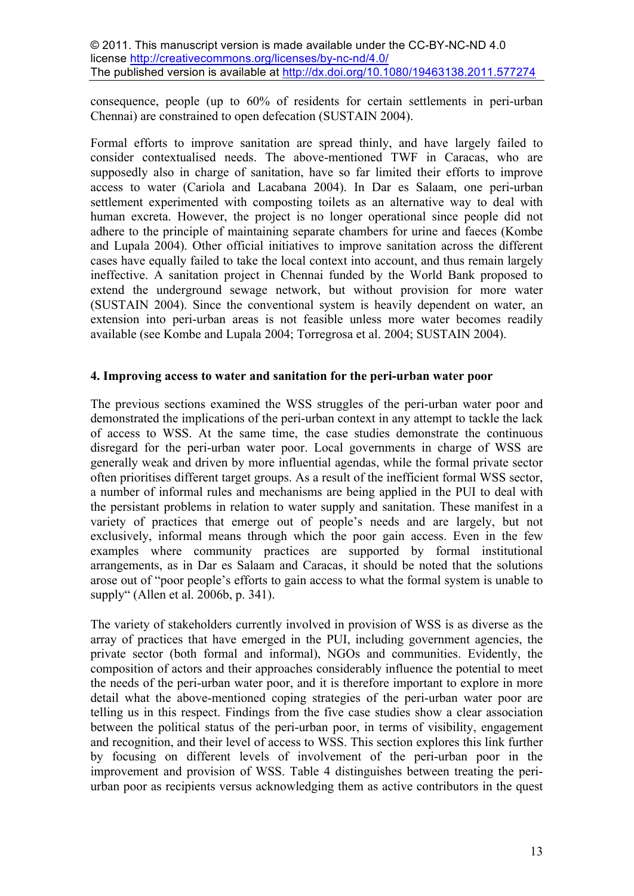consequence, people (up to 60% of residents for certain settlements in peri-urban Chennai) are constrained to open defecation (SUSTAIN 2004).

Formal efforts to improve sanitation are spread thinly, and have largely failed to consider contextualised needs. The above-mentioned TWF in Caracas, who are supposedly also in charge of sanitation, have so far limited their efforts to improve access to water (Cariola and Lacabana 2004). In Dar es Salaam, one peri-urban settlement experimented with composting toilets as an alternative way to deal with human excreta. However, the project is no longer operational since people did not adhere to the principle of maintaining separate chambers for urine and faeces (Kombe and Lupala 2004). Other official initiatives to improve sanitation across the different cases have equally failed to take the local context into account, and thus remain largely ineffective. A sanitation project in Chennai funded by the World Bank proposed to extend the underground sewage network, but without provision for more water (SUSTAIN 2004). Since the conventional system is heavily dependent on water, an extension into peri-urban areas is not feasible unless more water becomes readily available (see Kombe and Lupala 2004; Torregrosa et al. 2004; SUSTAIN 2004).

## 4. Improving access to water and sanitation for the peri-urban water poor

The previous sections examined the WSS struggles of the peri-urban water poor and demonstrated the implications of the peri-urban context in any attempt to tackle the lack of access to WSS. At the same time, the case studies demonstrate the continuous disregard for the peri-urban water poor. Local governments in charge of WSS are generally weak and driven by more influential agendas, while the formal private sector often prioritises different target groups. As a result of the inefficient formal WSS sector, a number of informal rules and mechanisms are being applied in the PUI to deal with the persistant problems in relation to water supply and sanitation. These manifest in a variety of practices that emerge out of people's needs and are largely, but not exclusively, informal means through which the poor gain access. Even in the few examples where community practices are supported by formal institutional arrangements, as in Dar es Salaam and Caracas, it should be noted that the solutions arose out of "poor people's efforts to gain access to what the formal system is unable to supply" (Allen et al. 2006b, p. 341).

The variety of stakeholders currently involved in provision of WSS is as diverse as the array of practices that have emerged in the PUI, including government agencies, the private sector (both formal and informal), NGOs and communities. Evidently, the composition of actors and their approaches considerably influence the potential to meet the needs of the peri-urban water poor, and it is therefore important to explore in more detail what the above-mentioned coping strategies of the peri-urban water poor are telling us in this respect. Findings from the five case studies show a clear association between the political status of the peri-urban poor, in terms of visibility, engagement and recognition, and their level of access to WSS. This section explores this link further by focusing on different levels of involvement of the peri-urban poor in the improvement and provision of WSS. Table 4 distinguishes between treating the peri-urban poor as recipients versus acknowledging them as active contributors in the quest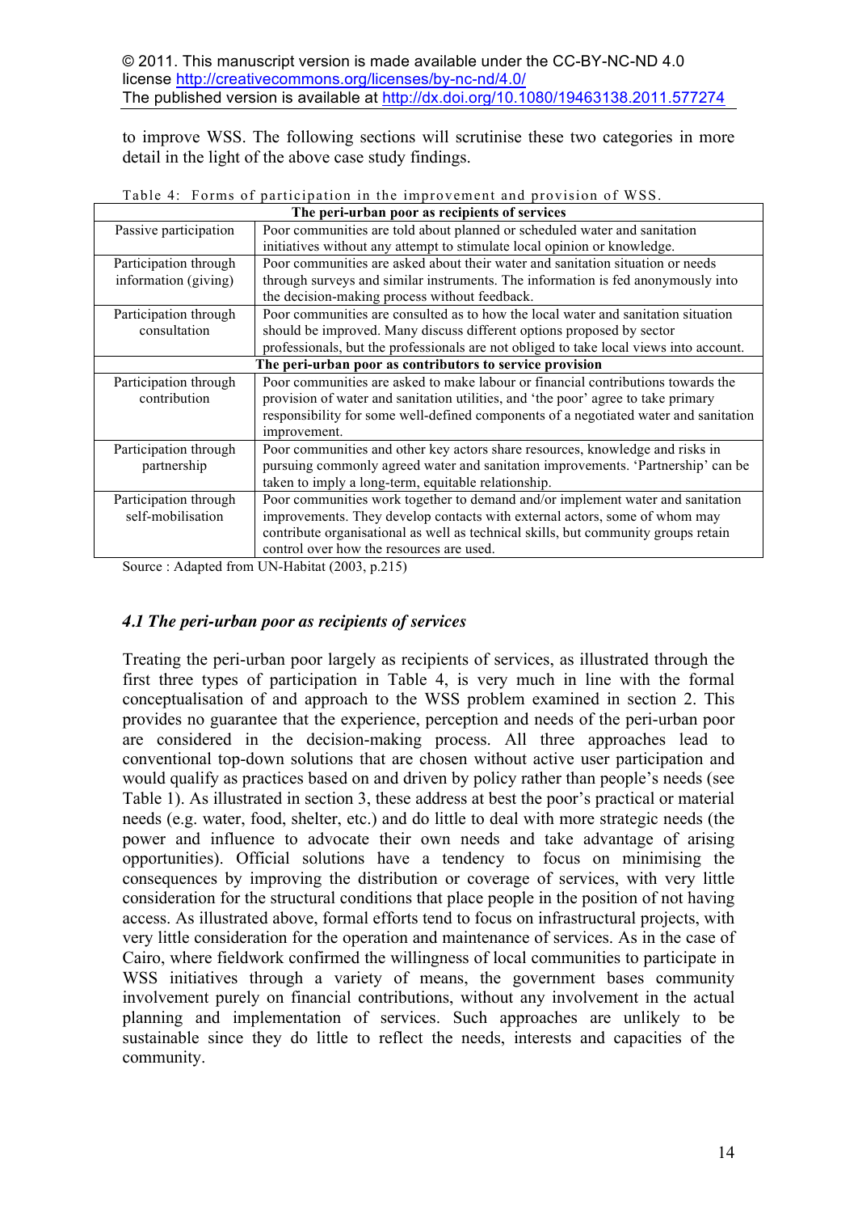to improve WSS. The following sections will scrutinise these two categories in more detail in the light of the above case study findings.

Table 4: Forms of participation in the improvement and provision of WSS.

| The peri-urban poor as recipients of services | |
|---|---|
| Passive participation | Poor communities are told about planned or scheduled water and sanitation initiatives without any attempt to stimulate local opinion or knowledge. |
| Participation through information (giving) | Poor communities are asked about their water and sanitation situation or needs through surveys and similar instruments. The information is fed anonymously into the decision-making process without feedback. |
| Participation through consultation | Poor communities are consulted as to how the local water and sanitation situation should be improved. Many discuss different options proposed by sector professionals, but the professionals are not obliged to take local views into account. |
| **The peri-urban poor as contributors to service provision** | |
| Participation through contribution | Poor communities are asked to make labour or financial contributions towards the provision of water and sanitation utilities, and 'the poor' agree to take primary responsibility for some well-defined components of a negotiated water and sanitation improvement. |
| Participation through partnership | Poor communities and other key actors share resources, knowledge and risks in pursuing commonly agreed water and sanitation improvements. 'Partnership' can be taken to imply a long-term, equitable relationship. |
| Participation through self-mobilisation | Poor communities work together to demand and/or implement water and sanitation improvements. They develop contacts with external actors, some of whom may contribute organisational as well as technical skills, but community groups retain control over how the resources are used. |

Source : Adapted from UN-Habitat (2003, p.215)

### *4.1 The peri-urban poor as recipients of services*

Treating the peri-urban poor largely as recipients of services, as illustrated through the first three types of participation in Table 4, is very much in line with the formal conceptualisation of and approach to the WSS problem examined in section 2. This provides no guarantee that the experience, perception and needs of the peri-urban poor are considered in the decision-making process. All three approaches lead to conventional top-down solutions that are chosen without active user participation and would qualify as practices based on and driven by policy rather than people's needs (see Table 1). As illustrated in section 3, these address at best the poor's practical or material needs (e.g. water, food, shelter, etc.) and do little to deal with more strategic needs (the power and influence to advocate their own needs and take advantage of arising opportunities). Official solutions have a tendency to focus on minimising the consequences by improving the distribution or coverage of services, with very little consideration for the structural conditions that place people in the position of not having access. As illustrated above, formal efforts tend to focus on infrastructural projects, with very little consideration for the operation and maintenance of services. As in the case of Cairo, where fieldwork confirmed the willingness of local communities to participate in WSS initiatives through a variety of means, the government bases community involvement purely on financial contributions, without any involvement in the actual planning and implementation of services. Such approaches are unlikely to be sustainable since they do little to reflect the needs, interests and capacities of the community.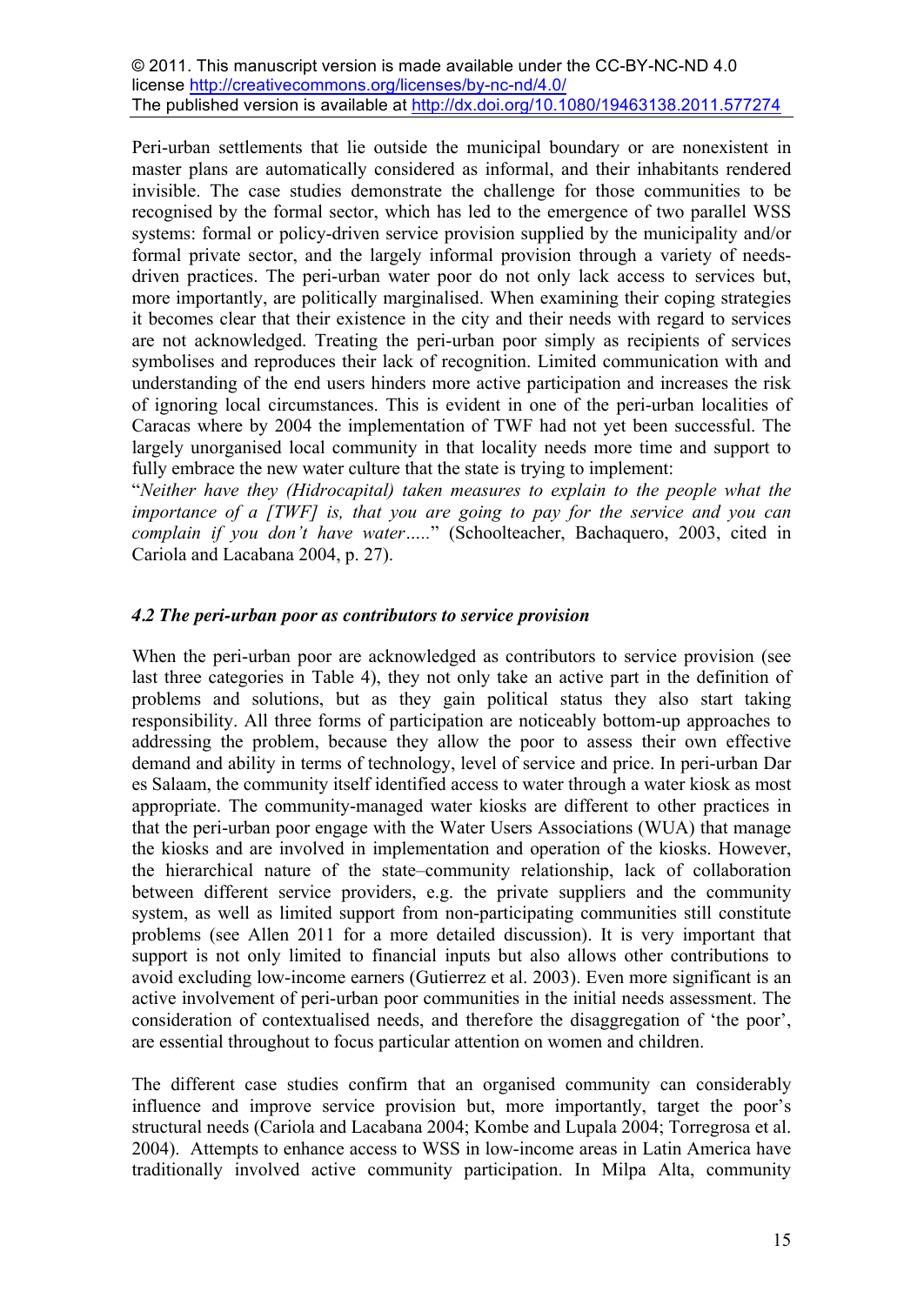© 2011. This manuscript version is made available under the CC-BY-NC-ND 4.0 license http://creativecommons.org/licenses/by-nc-nd/4.0/
The published version is available at http://dx.doi.org/10.1080/19463138.2011.577274

Peri-urban settlements that lie outside the municipal boundary or are nonexistent in master plans are automatically considered as informal, and their inhabitants rendered invisible. The case studies demonstrate the challenge for those communities to be recognised by the formal sector, which has led to the emergence of two parallel WSS systems: formal or policy-driven service provision supplied by the municipality and/or formal private sector, and the largely informal provision through a variety of needs-driven practices. The peri-urban water poor do not only lack access to services but, more importantly, are politically marginalised. When examining their coping strategies it becomes clear that their existence in the city and their needs with regard to services are not acknowledged. Treating the peri-urban poor simply as recipients of services symbolises and reproduces their lack of recognition. Limited communication with and understanding of the end users hinders more active participation and increases the risk of ignoring local circumstances. This is evident in one of the peri-urban localities of Caracas where by 2004 the implementation of TWF had not yet been successful. The largely unorganised local community in that locality needs more time and support to fully embrace the new water culture that the state is trying to implement:
"*Neither have they (Hidrocapital) taken measures to explain to the people what the importance of a [TWF] is, that you are going to pay for the service and you can complain if you don't have water…..*" (Schoolteacher, Bachaquero, 2003, cited in Cariola and Lacabana 2004, p. 27).

### *4.2 The peri-urban poor as contributors to service provision*

When the peri-urban poor are acknowledged as contributors to service provision (see last three categories in Table 4), they not only take an active part in the definition of problems and solutions, but as they gain political status they also start taking responsibility. All three forms of participation are noticeably bottom-up approaches to addressing the problem, because they allow the poor to assess their own effective demand and ability in terms of technology, level of service and price. In peri-urban Dar es Salaam, the community itself identified access to water through a water kiosk as most appropriate. The community-managed water kiosks are different to other practices in that the peri-urban poor engage with the Water Users Associations (WUA) that manage the kiosks and are involved in implementation and operation of the kiosks. However, the hierarchical nature of the state–community relationship, lack of collaboration between different service providers, e.g. the private suppliers and the community system, as well as limited support from non-participating communities still constitute problems (see Allen 2011 for a more detailed discussion). It is very important that support is not only limited to financial inputs but also allows other contributions to avoid excluding low-income earners (Gutierrez et al. 2003). Even more significant is an active involvement of peri-urban poor communities in the initial needs assessment. The consideration of contextualised needs, and therefore the disaggregation of 'the poor', are essential throughout to focus particular attention on women and children.

The different case studies confirm that an organised community can considerably influence and improve service provision but, more importantly, target the poor's structural needs (Cariola and Lacabana 2004; Kombe and Lupala 2004; Torregrosa et al. 2004). Attempts to enhance access to WSS in low-income areas in Latin America have traditionally involved active community participation. In Milpa Alta, community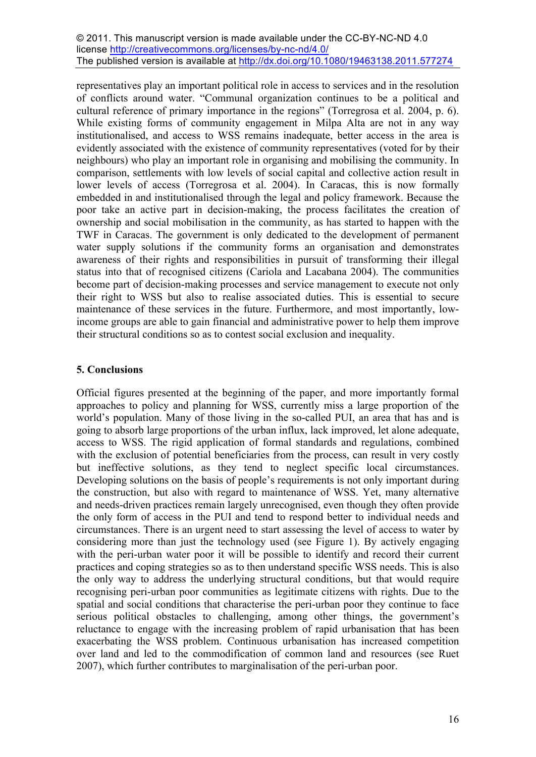representatives play an important political role in access to services and in the resolution of conflicts around water. "Communal organization continues to be a political and cultural reference of primary importance in the regions" (Torregrosa et al. 2004, p. 6). While existing forms of community engagement in Milpa Alta are not in any way institutionalised, and access to WSS remains inadequate, better access in the area is evidently associated with the existence of community representatives (voted for by their neighbours) who play an important role in organising and mobilising the community. In comparison, settlements with low levels of social capital and collective action result in lower levels of access (Torregrosa et al. 2004). In Caracas, this is now formally embedded in and institutionalised through the legal and policy framework. Because the poor take an active part in decision-making, the process facilitates the creation of ownership and social mobilisation in the community, as has started to happen with the TWF in Caracas. The government is only dedicated to the development of permanent water supply solutions if the community forms an organisation and demonstrates awareness of their rights and responsibilities in pursuit of transforming their illegal status into that of recognised citizens (Cariola and Lacabana 2004). The communities become part of decision-making processes and service management to execute not only their right to WSS but also to realise associated duties. This is essential to secure maintenance of these services in the future. Furthermore, and most importantly, low-income groups are able to gain financial and administrative power to help them improve their structural conditions so as to contest social exclusion and inequality.

## 5. Conclusions

Official figures presented at the beginning of the paper, and more importantly formal approaches to policy and planning for WSS, currently miss a large proportion of the world's population. Many of those living in the so-called PUI, an area that has and is going to absorb large proportions of the urban influx, lack improved, let alone adequate, access to WSS. The rigid application of formal standards and regulations, combined with the exclusion of potential beneficiaries from the process, can result in very costly but ineffective solutions, as they tend to neglect specific local circumstances. Developing solutions on the basis of people's requirements is not only important during the construction, but also with regard to maintenance of WSS. Yet, many alternative and needs-driven practices remain largely unrecognised, even though they often provide the only form of access in the PUI and tend to respond better to individual needs and circumstances. There is an urgent need to start assessing the level of access to water by considering more than just the technology used (see Figure 1). By actively engaging with the peri-urban water poor it will be possible to identify and record their current practices and coping strategies so as to then understand specific WSS needs. This is also the only way to address the underlying structural conditions, but that would require recognising peri-urban poor communities as legitimate citizens with rights. Due to the spatial and social conditions that characterise the peri-urban poor they continue to face serious political obstacles to challenging, among other things, the government's reluctance to engage with the increasing problem of rapid urbanisation that has been exacerbating the WSS problem. Continuous urbanisation has increased competition over land and led to the commodification of common land and resources (see Ruet 2007), which further contributes to marginalisation of the peri-urban poor.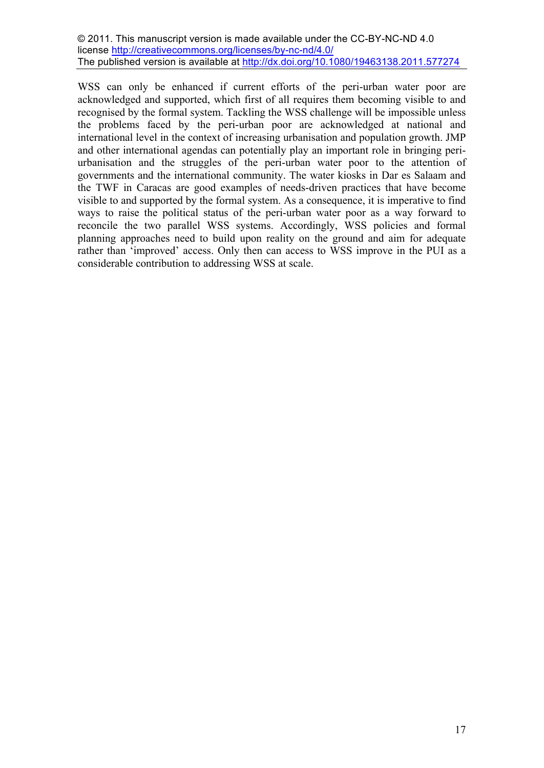WSS can only be enhanced if current efforts of the peri-urban water poor are acknowledged and supported, which first of all requires them becoming visible to and recognised by the formal system. Tackling the WSS challenge will be impossible unless the problems faced by the peri-urban poor are acknowledged at national and international level in the context of increasing urbanisation and population growth. JMP and other international agendas can potentially play an important role in bringing peri-urbanisation and the struggles of the peri-urban water poor to the attention of governments and the international community. The water kiosks in Dar es Salaam and the TWF in Caracas are good examples of needs-driven practices that have become visible to and supported by the formal system. As a consequence, it is imperative to find ways to raise the political status of the peri-urban water poor as a way forward to reconcile the two parallel WSS systems. Accordingly, WSS policies and formal planning approaches need to build upon reality on the ground and aim for adequate rather than 'improved' access. Only then can access to WSS improve in the PUI as a considerable contribution to addressing WSS at scale.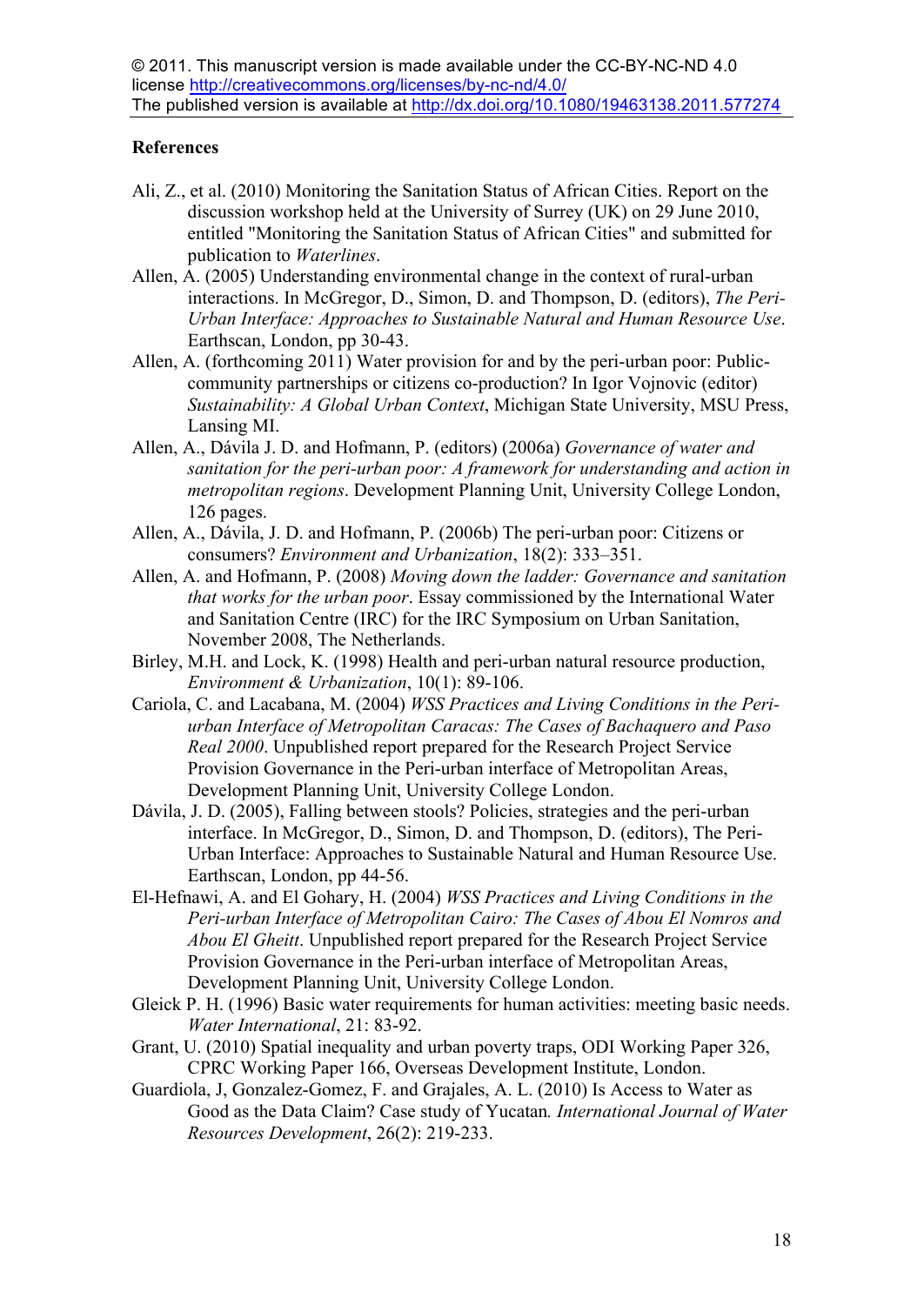© 2011. This manuscript version is made available under the CC-BY-NC-ND 4.0 license http://creativecommons.org/licenses/by-nc-nd/4.0/
The published version is available at http://dx.doi.org/10.1080/19463138.2011.577274

**References**

Ali, Z., et al. (2010) Monitoring the Sanitation Status of African Cities. Report on the discussion workshop held at the University of Surrey (UK) on 29 June 2010, entitled "Monitoring the Sanitation Status of African Cities" and submitted for publication to *Waterlines*.

Allen, A. (2005) Understanding environmental change in the context of rural-urban interactions. In McGregor, D., Simon, D. and Thompson, D. (editors), *The Peri-Urban Interface: Approaches to Sustainable Natural and Human Resource Use*. Earthscan, London, pp 30-43.

Allen, A. (forthcoming 2011) Water provision for and by the peri-urban poor: Public-community partnerships or citizens co-production? In Igor Vojnovic (editor) *Sustainability: A Global Urban Context*, Michigan State University, MSU Press, Lansing MI.

Allen, A., Dávila J. D. and Hofmann, P. (editors) (2006a) *Governance of water and sanitation for the peri-urban poor: A framework for understanding and action in metropolitan regions*. Development Planning Unit, University College London, 126 pages.

Allen, A., Dávila, J. D. and Hofmann, P. (2006b) The peri-urban poor: Citizens or consumers? *Environment and Urbanization*, 18(2): 333–351.

Allen, A. and Hofmann, P. (2008) *Moving down the ladder: Governance and sanitation that works for the urban poor*. Essay commissioned by the International Water and Sanitation Centre (IRC) for the IRC Symposium on Urban Sanitation, November 2008, The Netherlands.

Birley, M.H. and Lock, K. (1998) Health and peri-urban natural resource production, *Environment & Urbanization*, 10(1): 89-106.

Cariola, C. and Lacabana, M. (2004) *WSS Practices and Living Conditions in the Peri-urban Interface of Metropolitan Caracas: The Cases of Bachaquero and Paso Real 2000*. Unpublished report prepared for the Research Project Service Provision Governance in the Peri-urban interface of Metropolitan Areas, Development Planning Unit, University College London.

Dávila, J. D. (2005), Falling between stools? Policies, strategies and the peri-urban interface. In McGregor, D., Simon, D. and Thompson, D. (editors), The Peri-Urban Interface: Approaches to Sustainable Natural and Human Resource Use. Earthscan, London, pp 44-56.

El-Hefnawi, A. and El Gohary, H. (2004) *WSS Practices and Living Conditions in the Peri-urban Interface of Metropolitan Cairo: The Cases of Abou El Nomros and Abou El Gheitt*. Unpublished report prepared for the Research Project Service Provision Governance in the Peri-urban interface of Metropolitan Areas, Development Planning Unit, University College London.

Gleick P. H. (1996) Basic water requirements for human activities: meeting basic needs. *Water International*, 21: 83-92.

Grant, U. (2010) Spatial inequality and urban poverty traps, ODI Working Paper 326, CPRC Working Paper 166, Overseas Development Institute, London.

Guardiola, J, Gonzalez-Gomez, F. and Grajales, A. L. (2010) Is Access to Water as Good as the Data Claim? Case study of Yucatan. *International Journal of Water Resources Development*, 26(2): 219-233.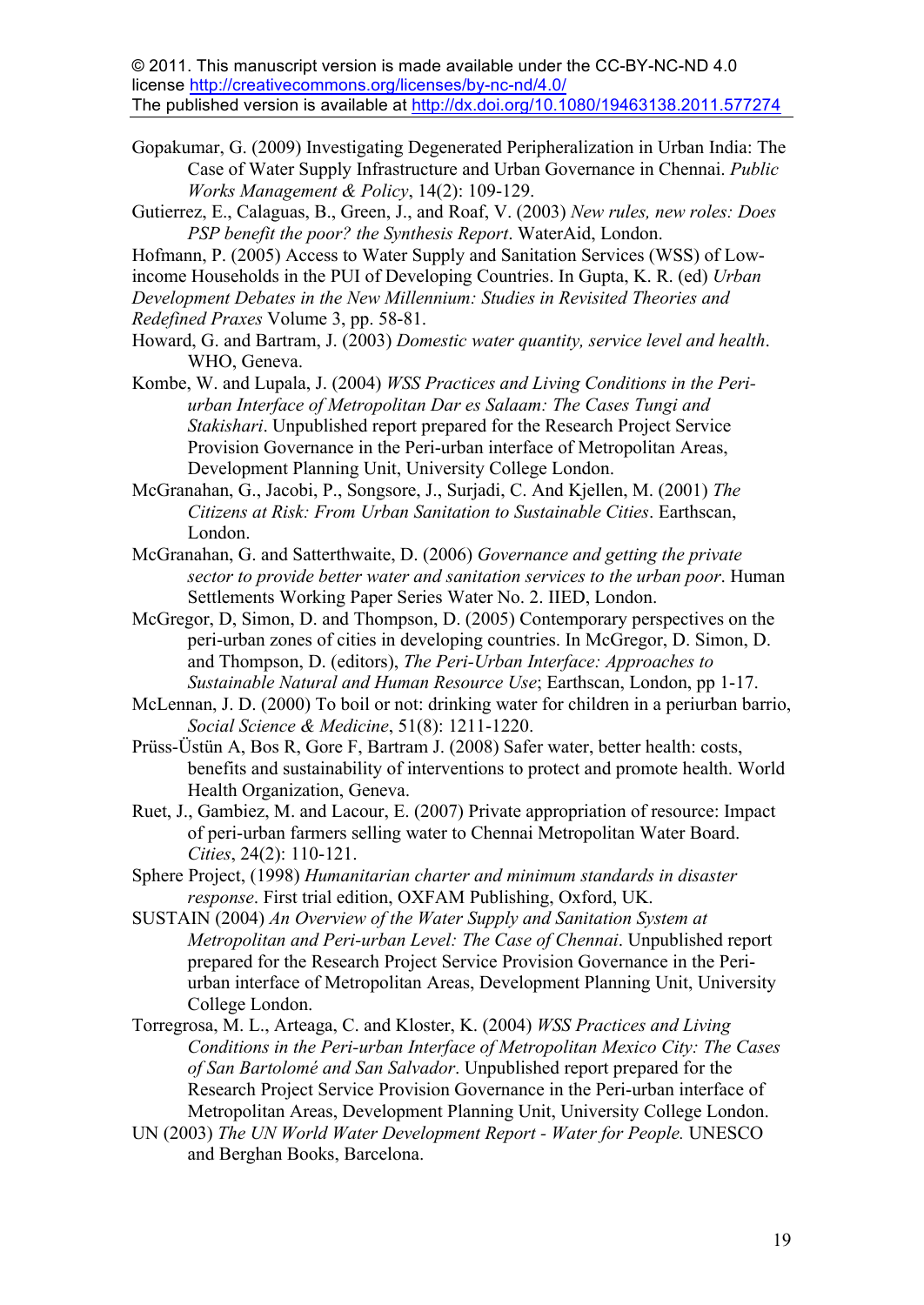© 2011. This manuscript version is made available under the CC-BY-NC-ND 4.0 license http://creativecommons.org/licenses/by-nc-nd/4.0/
The published version is available at http://dx.doi.org/10.1080/19463138.2011.577274

Gopakumar, G. (2009) Investigating Degenerated Peripheralization in Urban India: The Case of Water Supply Infrastructure and Urban Governance in Chennai. *Public Works Management & Policy*, 14(2): 109-129.

Gutierrez, E., Calaguas, B., Green, J., and Roaf, V. (2003) *New rules, new roles: Does PSP benefit the poor? the Synthesis Report*. WaterAid, London.

Hofmann, P. (2005) Access to Water Supply and Sanitation Services (WSS) of Low-income Households in the PUI of Developing Countries. In Gupta, K. R. (ed) *Urban Development Debates in the New Millennium: Studies in Revisited Theories and Redefined Praxes* Volume 3, pp. 58-81.

Howard, G. and Bartram, J. (2003) *Domestic water quantity, service level and health*. WHO, Geneva.

Kombe, W. and Lupala, J. (2004) *WSS Practices and Living Conditions in the Peri-urban Interface of Metropolitan Dar es Salaam: The Cases Tungi and Stakishari*. Unpublished report prepared for the Research Project Service Provision Governance in the Peri-urban interface of Metropolitan Areas, Development Planning Unit, University College London.

McGranahan, G., Jacobi, P., Songsore, J., Surjadi, C. And Kjellen, M. (2001) *The Citizens at Risk: From Urban Sanitation to Sustainable Cities*. Earthscan, London.

McGranahan, G. and Satterthwaite, D. (2006) *Governance and getting the private sector to provide better water and sanitation services to the urban poor*. Human Settlements Working Paper Series Water No. 2. IIED, London.

McGregor, D, Simon, D. and Thompson, D. (2005) Contemporary perspectives on the peri-urban zones of cities in developing countries. In McGregor, D. Simon, D. and Thompson, D. (editors), *The Peri-Urban Interface: Approaches to Sustainable Natural and Human Resource Use*; Earthscan, London, pp 1-17.

McLennan, J. D. (2000) To boil or not: drinking water for children in a periurban barrio, *Social Science & Medicine*, 51(8): 1211-1220.

Prüss-Üstün A, Bos R, Gore F, Bartram J. (2008) Safer water, better health: costs, benefits and sustainability of interventions to protect and promote health. World Health Organization, Geneva.

Ruet, J., Gambiez, M. and Lacour, E. (2007) Private appropriation of resource: Impact of peri-urban farmers selling water to Chennai Metropolitan Water Board. *Cities*, 24(2): 110-121.

Sphere Project, (1998) *Humanitarian charter and minimum standards in disaster response*. First trial edition, OXFAM Publishing, Oxford, UK.

SUSTAIN (2004) *An Overview of the Water Supply and Sanitation System at Metropolitan and Peri-urban Level: The Case of Chennai*. Unpublished report prepared for the Research Project Service Provision Governance in the Peri-urban interface of Metropolitan Areas, Development Planning Unit, University College London.

Torregrosa, M. L., Arteaga, C. and Kloster, K. (2004) *WSS Practices and Living Conditions in the Peri-urban Interface of Metropolitan Mexico City: The Cases of San Bartolomé and San Salvador*. Unpublished report prepared for the Research Project Service Provision Governance in the Peri-urban interface of Metropolitan Areas, Development Planning Unit, University College London.

UN (2003) *The UN World Water Development Report - Water for People.* UNESCO and Berghan Books, Barcelona.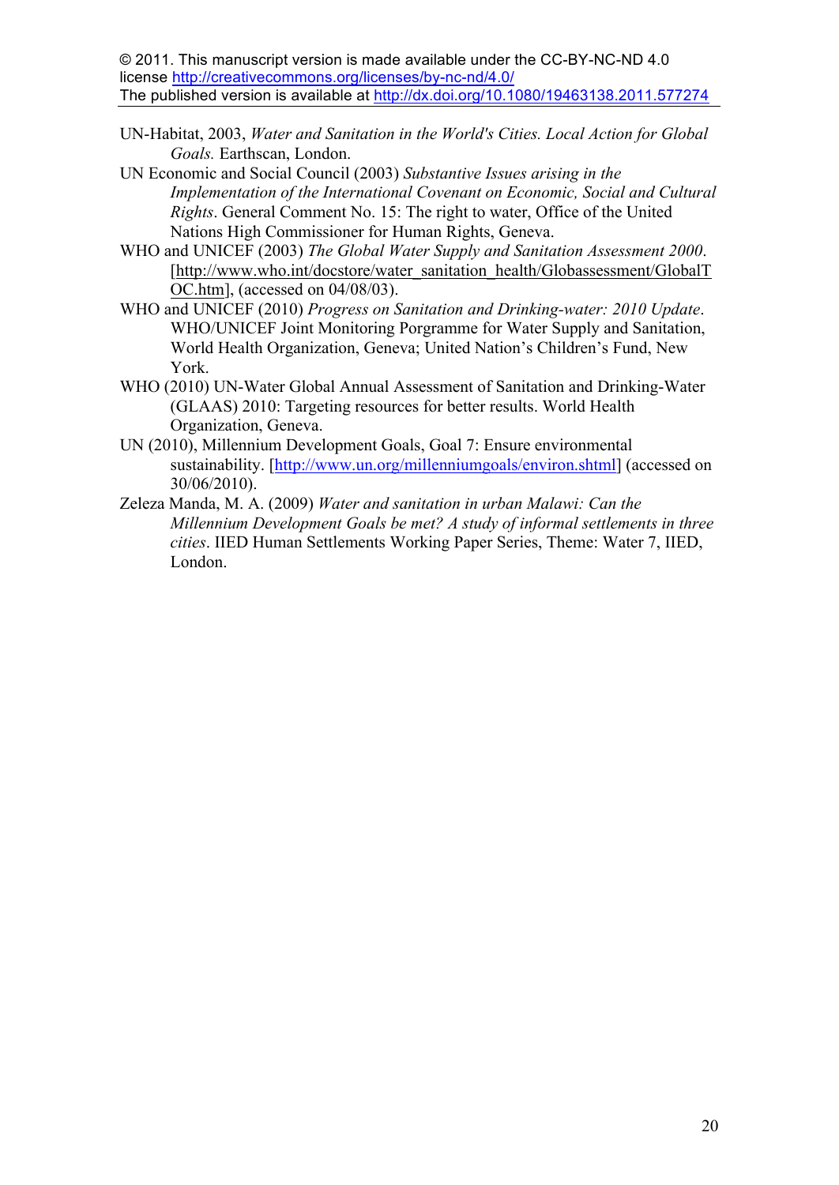© 2011. This manuscript version is made available under the CC-BY-NC-ND 4.0 license http://creativecommons.org/licenses/by-nc-nd/4.0/
The published version is available at http://dx.doi.org/10.1080/19463138.2011.577274

UN-Habitat, 2003, *Water and Sanitation in the World's Cities. Local Action for Global Goals.* Earthscan, London.

UN Economic and Social Council (2003) *Substantive Issues arising in the Implementation of the International Covenant on Economic, Social and Cultural Rights*. General Comment No. 15: The right to water, Office of the United Nations High Commissioner for Human Rights, Geneva.

WHO and UNICEF (2003) *The Global Water Supply and Sanitation Assessment 2000*. [http://www.who.int/docstore/water_sanitation_health/Globassessment/GlobalTOC.htm], (accessed on 04/08/03).

WHO and UNICEF (2010) *Progress on Sanitation and Drinking-water: 2010 Update*. WHO/UNICEF Joint Monitoring Programme for Water Supply and Sanitation, World Health Organization, Geneva; United Nation's Children's Fund, New York.

WHO (2010) UN-Water Global Annual Assessment of Sanitation and Drinking-Water (GLAAS) 2010: Targeting resources for better results. World Health Organization, Geneva.

UN (2010), Millennium Development Goals, Goal 7: Ensure environmental sustainability. [http://www.un.org/millenniumgoals/environ.shtml] (accessed on 30/06/2010).

Zeleza Manda, M. A. (2009) *Water and sanitation in urban Malawi: Can the Millennium Development Goals be met? A study of informal settlements in three cities*. IIED Human Settlements Working Paper Series, Theme: Water 7, IIED, London.